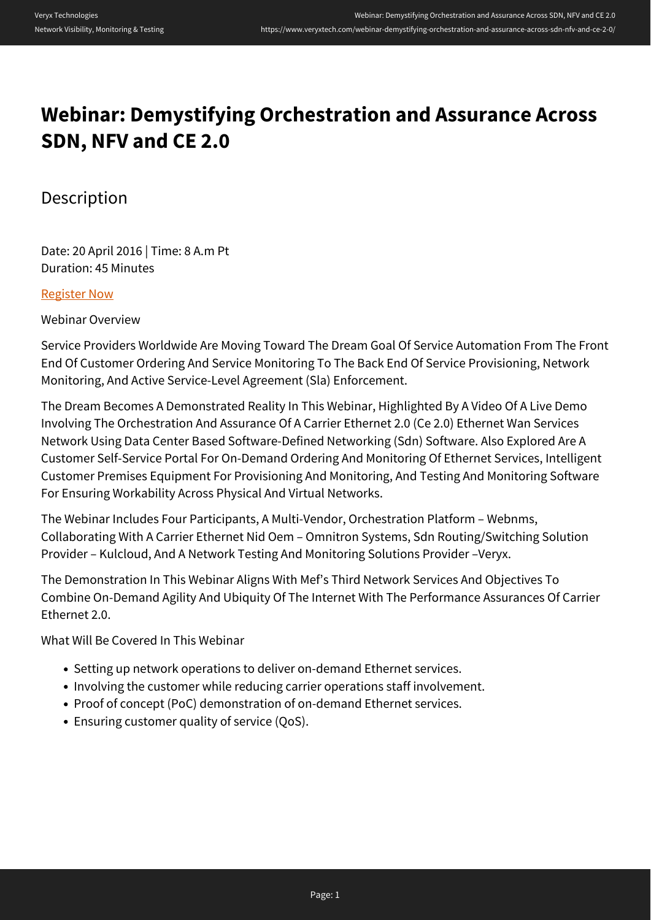# Webinar: Demystifying Orchestration and Assurance Across SDN, NFV and CE 2.0

## Description

Date: 20 April 2016 | Time: 8 A.m Pt
Duration: 45 Minutes

Register Now

Webinar Overview

Service Providers Worldwide Are Moving Toward The Dream Goal Of Service Automation From The Front End Of Customer Ordering And Service Monitoring To The Back End Of Service Provisioning, Network Monitoring, And Active Service-Level Agreement (Sla) Enforcement.

The Dream Becomes A Demonstrated Reality In This Webinar, Highlighted By A Video Of A Live Demo Involving The Orchestration And Assurance Of A Carrier Ethernet 2.0 (Ce 2.0) Ethernet Wan Services Network Using Data Center Based Software-Defined Networking (Sdn) Software. Also Explored Are A Customer Self-Service Portal For On-Demand Ordering And Monitoring Of Ethernet Services, Intelligent Customer Premises Equipment For Provisioning And Monitoring, And Testing And Monitoring Software For Ensuring Workability Across Physical And Virtual Networks.

The Webinar Includes Four Participants, A Multi-Vendor, Orchestration Platform – Webnms, Collaborating With A Carrier Ethernet Nid Oem – Omnitron Systems, Sdn Routing/Switching Solution Provider – Kulcloud, And A Network Testing And Monitoring Solutions Provider –Veryx.

The Demonstration In This Webinar Aligns With Mef's Third Network Services And Objectives To Combine On-Demand Agility And Ubiquity Of The Internet With The Performance Assurances Of Carrier Ethernet 2.0.

What Will Be Covered In This Webinar

- Setting up network operations to deliver on-demand Ethernet services.
- Involving the customer while reducing carrier operations staff involvement.
- Proof of concept (PoC) demonstration of on-demand Ethernet services.
- Ensuring customer quality of service (QoS).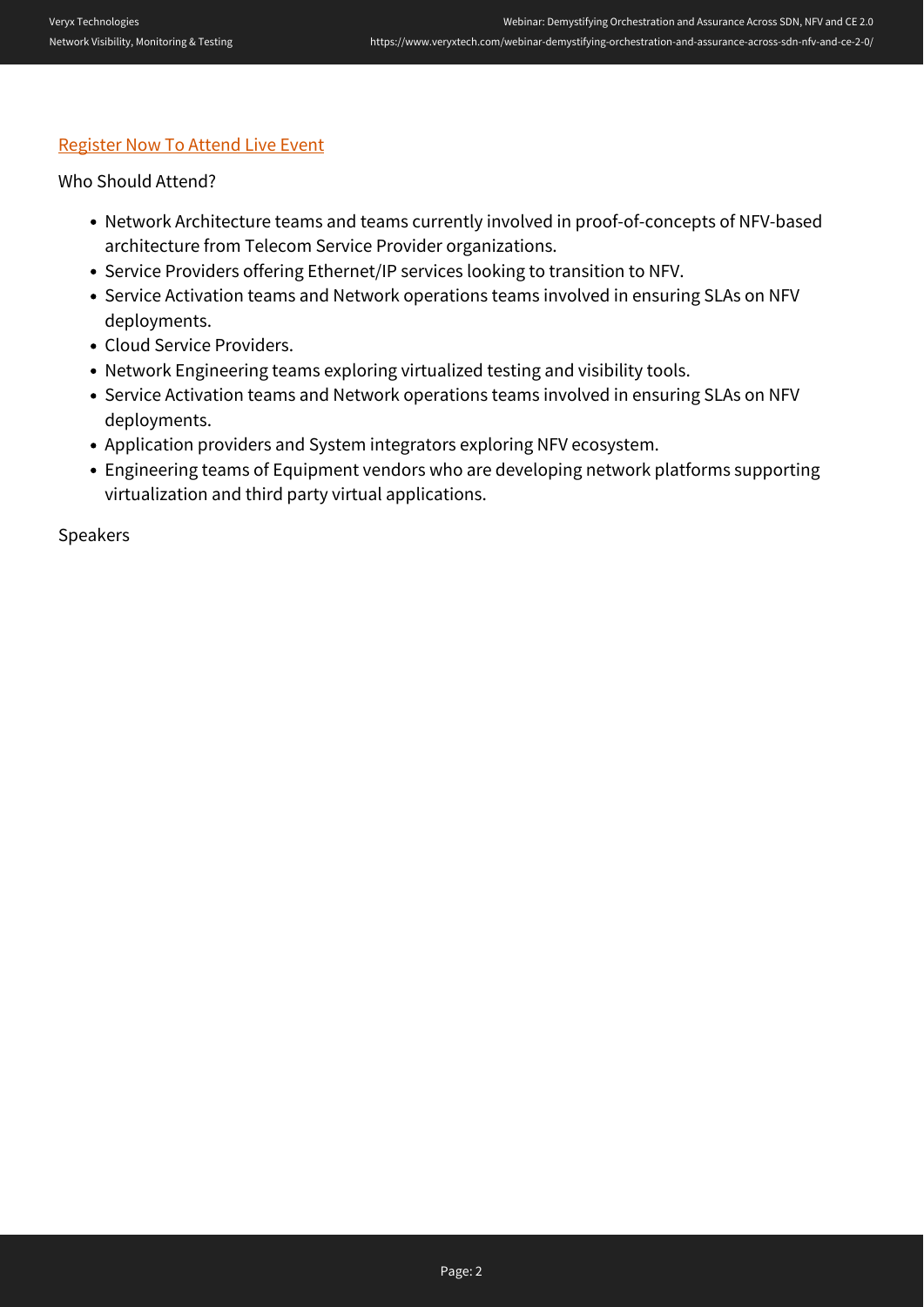[Register Now To Attend Live Event]

Who Should Attend?

- Network Architecture teams and teams currently involved in proof-of-concepts of NFV-based architecture from Telecom Service Provider organizations.
- Service Providers offering Ethernet/IP services looking to transition to NFV.
- Service Activation teams and Network operations teams involved in ensuring SLAs on NFV deployments.
- Cloud Service Providers.
- Network Engineering teams exploring virtualized testing and visibility tools.
- Service Activation teams and Network operations teams involved in ensuring SLAs on NFV deployments.
- Application providers and System integrators exploring NFV ecosystem.
- Engineering teams of Equipment vendors who are developing network platforms supporting virtualization and third party virtual applications.

Speakers